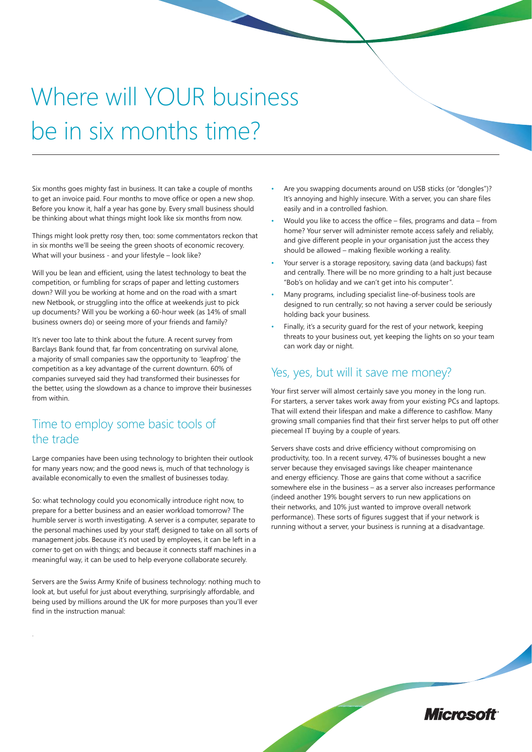# Where will YOUR business be in six months time?

Six months goes mighty fast in business. It can take a couple of months to get an invoice paid. Four months to move office or open a new shop. Before you know it, half a year has gone by. Every small business should be thinking about what things might look like six months from now.

Things might look pretty rosy then, too: some commentators reckon that in six months we'll be seeing the green shoots of economic recovery. What will your business - and your lifestyle – look like?

Will you be lean and efficient, using the latest technology to beat the competition, or fumbling for scraps of paper and letting customers down? Will you be working at home and on the road with a smart new Netbook, or struggling into the office at weekends just to pick up documents? Will you be working a 60-hour week (as 14% of small business owners do) or seeing more of your friends and family?

It's never too late to think about the future. A recent survey from Barclays Bank found that, far from concentrating on survival alone, a majority of small companies saw the opportunity to 'leapfrog' the competition as a key advantage of the current downturn. 60% of companies surveyed said they had transformed their businesses for the better, using the slowdown as a chance to improve their businesses from within.

## Time to employ some basic tools of the trade

Large companies have been using technology to brighten their outlook for many years now; and the good news is, much of that technology is available economically to even the smallest of businesses today.

So: what technology could you economically introduce right now, to prepare for a better business and an easier workload tomorrow? The humble server is worth investigating. A server is a computer, separate to the personal machines used by your staff, designed to take on all sorts of management jobs. Because it's not used by employees, it can be left in a corner to get on with things; and because it connects staff machines in a meaningful way, it can be used to help everyone collaborate securely.

Servers are the Swiss Army Knife of business technology: nothing much to look at, but useful for just about everything, surprisingly affordable, and being used by millions around the UK for more purposes than you'll ever find in the instruction manual:

- Are you swapping documents around on USB sticks (or "dongles")? It's annoying and highly insecure. With a server, you can share files easily and in a controlled fashion.
- Would you like to access the office – files, programs and data – from home? Your server will administer remote access safely and reliably, and give different people in your organisation just the access they should be allowed – making flexible working a reality.
- Your server is a storage repository, saving data (and backups) fast and centrally. There will be no more grinding to a halt just because "Bob's on holiday and we can't get into his computer".
- Many programs, including specialist line-of-business tools are designed to run centrally; so not having a server could be seriously holding back your business.
- Finally, it's a security guard for the rest of your network, keeping threats to your business out, yet keeping the lights on so your team can work day or night.

## Yes, yes, but will it save me money?

Your first server will almost certainly save you money in the long run. For starters, a server takes work away from your existing PCs and laptops. That will extend their lifespan and make a difference to cashflow. Many growing small companies find that their first server helps to put off other piecemeal IT buying by a couple of years.

Servers shave costs and drive efficiency without compromising on productivity, too. In a recent survey, 47% of businesses bought a new server because they envisaged savings like cheaper maintenance and energy efficiency. Those are gains that come without a sacrifice somewhere else in the business – as a server also increases performance (indeed another 19% bought servers to run new applications on their networks, and 10% just wanted to improve overall network performance). These sorts of figures suggest that if your network is running without a server, your business is running at a disadvantage.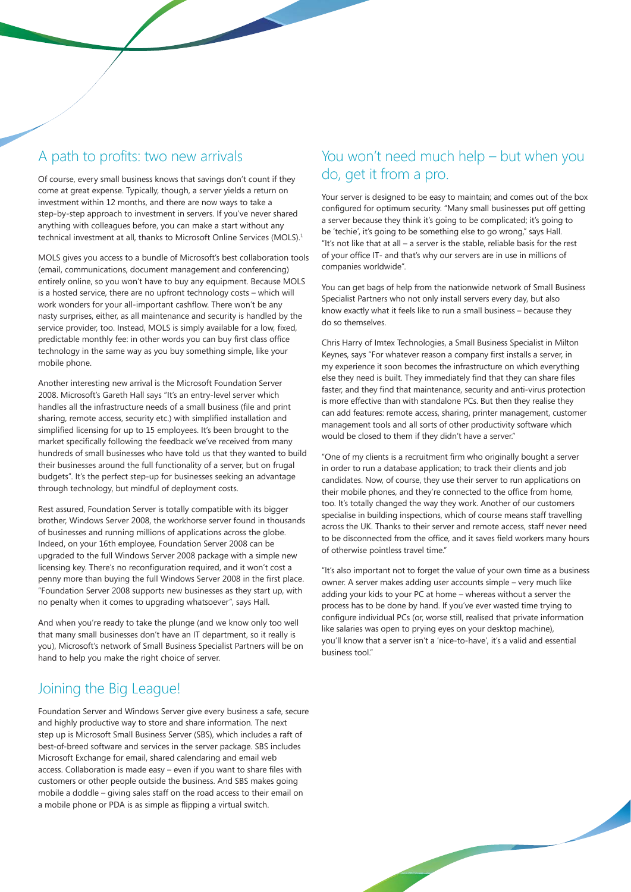## A path to profits: two new arrivals

Of course, every small business knows that savings don't count if they come at great expense. Typically, though, a server yields a return on investment within 12 months, and there are now ways to take a step-by-step approach to investment in servers. If you've never shared anything with colleagues before, you can make a start without any technical investment at all, thanks to Microsoft Online Services (MOLS).[1]

MOLS gives you access to a bundle of Microsoft's best collaboration tools (email, communications, document management and conferencing) entirely online, so you won't have to buy any equipment. Because MOLS is a hosted service, there are no upfront technology costs – which will work wonders for your all-important cashflow. There won't be any nasty surprises, either, as all maintenance and security is handled by the service provider, too. Instead, MOLS is simply available for a low, fixed, predictable monthly fee: in other words you can buy first class office technology in the same way as you buy something simple, like your mobile phone.

Another interesting new arrival is the Microsoft Foundation Server 2008. Microsoft's Gareth Hall says "It's an entry-level server which handles all the infrastructure needs of a small business (file and print sharing, remote access, security etc.) with simplified installation and simplified licensing for up to 15 employees. It's been brought to the market specifically following the feedback we've received from many hundreds of small businesses who have told us that they wanted to build their businesses around the full functionality of a server, but on frugal budgets". It's the perfect step-up for businesses seeking an advantage through technology, but mindful of deployment costs.

Rest assured, Foundation Server is totally compatible with its bigger brother, Windows Server 2008, the workhorse server found in thousands of businesses and running millions of applications across the globe. Indeed, on your 16th employee, Foundation Server 2008 can be upgraded to the full Windows Server 2008 package with a simple new licensing key. There's no reconfiguration required, and it won't cost a penny more than buying the full Windows Server 2008 in the first place. "Foundation Server 2008 supports new businesses as they start up, with no penalty when it comes to upgrading whatsoever", says Hall.

And when you're ready to take the plunge (and we know only too well that many small businesses don't have an IT department, so it really is you), Microsoft's network of Small Business Specialist Partners will be on hand to help you make the right choice of server.

## Joining the Big League!

Foundation Server and Windows Server give every business a safe, secure and highly productive way to store and share information. The next step up is Microsoft Small Business Server (SBS), which includes a raft of best-of-breed software and services in the server package. SBS includes Microsoft Exchange for email, shared calendaring and email web access. Collaboration is made easy – even if you want to share files with customers or other people outside the business. And SBS makes going mobile a doddle – giving sales staff on the road access to their email on a mobile phone or PDA is as simple as flipping a virtual switch.

## You won't need much help – but when you do, get it from a pro.

Your server is designed to be easy to maintain; and comes out of the box configured for optimum security. "Many small businesses put off getting a server because they think it's going to be complicated; it's going to be 'techie', it's going to be something else to go wrong," says Hall. "It's not like that at all – a server is the stable, reliable basis for the rest of your office IT- and that's why our servers are in use in millions of companies worldwide".

You can get bags of help from the nationwide network of Small Business Specialist Partners who not only install servers every day, but also know exactly what it feels like to run a small business – because they do so themselves.

Chris Harry of Imtex Technologies, a Small Business Specialist in Milton Keynes, says "For whatever reason a company first installs a server, in my experience it soon becomes the infrastructure on which everything else they need is built. They immediately find that they can share files faster, and they find that maintenance, security and anti-virus protection is more effective than with standalone PCs. But then they realise they can add features: remote access, sharing, printer management, customer management tools and all sorts of other productivity software which would be closed to them if they didn't have a server."

"One of my clients is a recruitment firm who originally bought a server in order to run a database application; to track their clients and job candidates. Now, of course, they use their server to run applications on their mobile phones, and they're connected to the office from home, too. It's totally changed the way they work. Another of our customers specialise in building inspections, which of course means staff travelling across the UK. Thanks to their server and remote access, staff never need to be disconnected from the office, and it saves field workers many hours of otherwise pointless travel time."

"It's also important not to forget the value of your own time as a business owner. A server makes adding user accounts simple – very much like adding your kids to your PC at home – whereas without a server the process has to be done by hand. If you've ever wasted time trying to configure individual PCs (or, worse still, realised that private information like salaries was open to prying eyes on your desktop machine), you'll know that a server isn't a 'nice-to-have', it's a valid and essential business tool."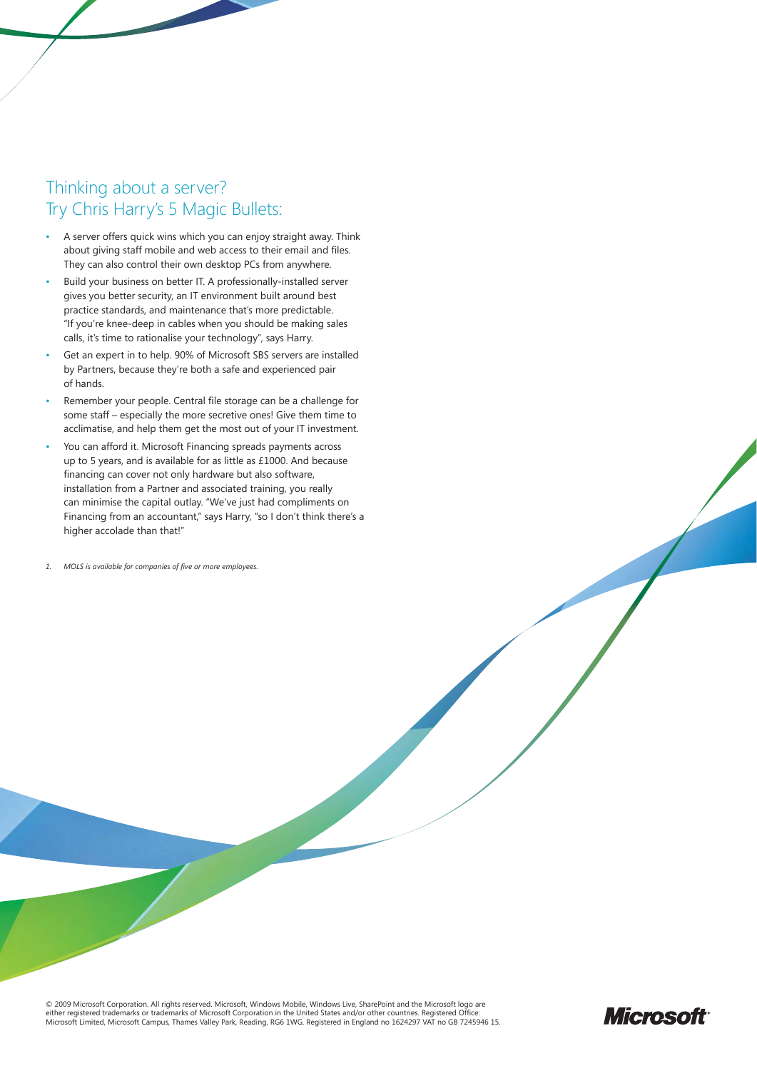## Thinking about a server?
## Try Chris Harry's 5 Magic Bullets:

- A server offers quick wins which you can enjoy straight away. Think about giving staff mobile and web access to their email and files. They can also control their own desktop PCs from anywhere.
- Build your business on better IT. A professionally-installed server gives you better security, an IT environment built around best practice standards, and maintenance that's more predictable. "If you're knee-deep in cables when you should be making sales calls, it's time to rationalise your technology", says Harry.
- Get an expert in to help. 90% of Microsoft SBS servers are installed by Partners, because they're both a safe and experienced pair of hands.
- Remember your people. Central file storage can be a challenge for some staff – especially the more secretive ones! Give them time to acclimatise, and help them get the most out of your IT investment.
- You can afford it. Microsoft Financing spreads payments across up to 5 years, and is available for as little as £1000. And because financing can cover not only hardware but also software, installation from a Partner and associated training, you really can minimise the capital outlay. "We've just had compliments on Financing from an accountant," says Harry, "so I don't think there's a higher accolade than that!"

*1. MOLS is available for companies of five or more employees.*

© 2009 Microsoft Corporation. All rights reserved. Microsoft, Windows Mobile, Windows Live, SharePoint and the Microsoft logo are either registered trademarks or trademarks of Microsoft Corporation in the United States and/or other countries. Registered Office: Microsoft Limited, Microsoft Campus, Thames Valley Park, Reading, RG6 1WG. Registered in England no 1624297 VAT no GB 7245946 15.

Microsoft